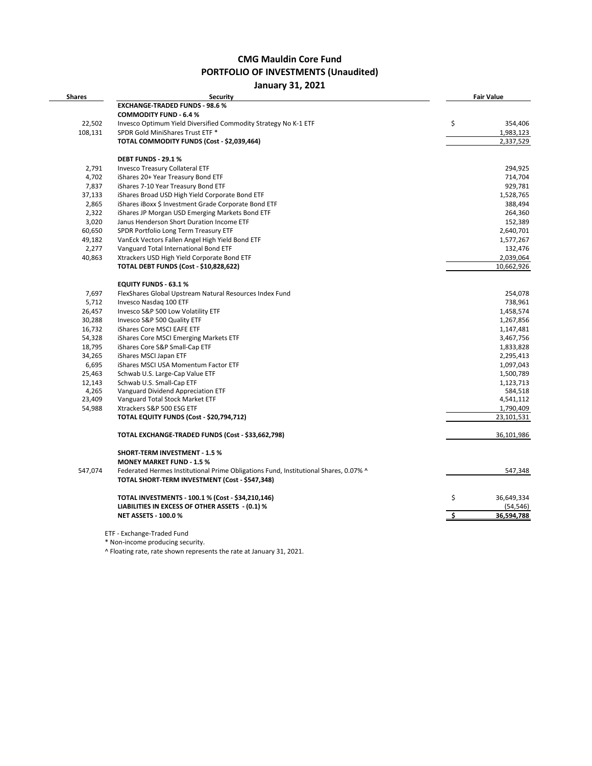# CMG Mauldin Core Fund
## PORTFOLIO OF INVESTMENTS (Unaudited)
### January 31, 2021

| Shares | Security | | Fair Value |
|---|---|---|---|
| | **EXCHANGE-TRADED FUNDS - 98.6 %** | | |
| | **COMMODITY FUND - 6.4 %** | | |
| 22,502 | Invesco Optimum Yield Diversified Commodity Strategy No K-1 ETF | $ | 354,406 |
| 108,131 | SPDR Gold MiniShares Trust ETF * | | 1,983,123 |
| | **TOTAL COMMODITY FUNDS (Cost - $2,039,464)** | | 2,337,529 |
| | | | |
| | **DEBT FUNDS - 29.1 %** | | |
| 2,791 | Invesco Treasury Collateral ETF | | 294,925 |
| 4,702 | iShares 20+ Year Treasury Bond ETF | | 714,704 |
| 7,837 | iShares 7-10 Year Treasury Bond ETF | | 929,781 |
| 37,133 | iShares Broad USD High Yield Corporate Bond ETF | | 1,528,765 |
| 2,865 | iShares iBoxx $ Investment Grade Corporate Bond ETF | | 388,494 |
| 2,322 | iShares JP Morgan USD Emerging Markets Bond ETF | | 264,360 |
| 3,020 | Janus Henderson Short Duration Income ETF | | 152,389 |
| 60,650 | SPDR Portfolio Long Term Treasury ETF | | 2,640,701 |
| 49,182 | VanEck Vectors Fallen Angel High Yield Bond ETF | | 1,577,267 |
| 2,277 | Vanguard Total International Bond ETF | | 132,476 |
| 40,863 | Xtrackers USD High Yield Corporate Bond ETF | | 2,039,064 |
| | **TOTAL DEBT FUNDS (Cost - $10,828,622)** | | 10,662,926 |
| | | | |
| | **EQUITY FUNDS - 63.1 %** | | |
| 7,697 | FlexShares Global Upstream Natural Resources Index Fund | | 254,078 |
| 5,712 | Invesco Nasdaq 100 ETF | | 738,961 |
| 26,457 | Invesco S&P 500 Low Volatility ETF | | 1,458,574 |
| 30,288 | Invesco S&P 500 Quality ETF | | 1,267,856 |
| 16,732 | iShares Core MSCI EAFE ETF | | 1,147,481 |
| 54,328 | iShares Core MSCI Emerging Markets ETF | | 3,467,756 |
| 18,795 | iShares Core S&P Small-Cap ETF | | 1,833,828 |
| 34,265 | iShares MSCI Japan ETF | | 2,295,413 |
| 6,695 | iShares MSCI USA Momentum Factor ETF | | 1,097,043 |
| 25,463 | Schwab U.S. Large-Cap Value ETF | | 1,500,789 |
| 12,143 | Schwab U.S. Small-Cap ETF | | 1,123,713 |
| 4,265 | Vanguard Dividend Appreciation ETF | | 584,518 |
| 23,409 | Vanguard Total Stock Market ETF | | 4,541,112 |
| 54,988 | Xtrackers S&P 500 ESG ETF | | 1,790,409 |
| | **TOTAL EQUITY FUNDS (Cost - $20,794,712)** | | 23,101,531 |
| | | | |
| | **TOTAL EXCHANGE-TRADED FUNDS (Cost - $33,662,798)** | | 36,101,986 |
| | | | |
| | **SHORT-TERM INVESTMENT - 1.5 %** | | |
| | **MONEY MARKET FUND - 1.5 %** | | |
| 547,074 | Federated Hermes Institutional Prime Obligations Fund, Institutional Shares, 0.07% ^ | | 547,348 |
| | **TOTAL SHORT-TERM INVESTMENT (Cost - $547,348)** | | |
| | | | |
| | **TOTAL INVESTMENTS - 100.1 % (Cost - $34,210,146)** | $ | 36,649,334 |
| | **LIABILITIES IN EXCESS OF OTHER ASSETS - (0.1) %** | | (54,546) |
| | **NET ASSETS - 100.0 %** | **$** | **36,594,788** |

ETF - Exchange-Traded Fund

* Non-income producing security.

^ Floating rate, rate shown represents the rate at January 31, 2021.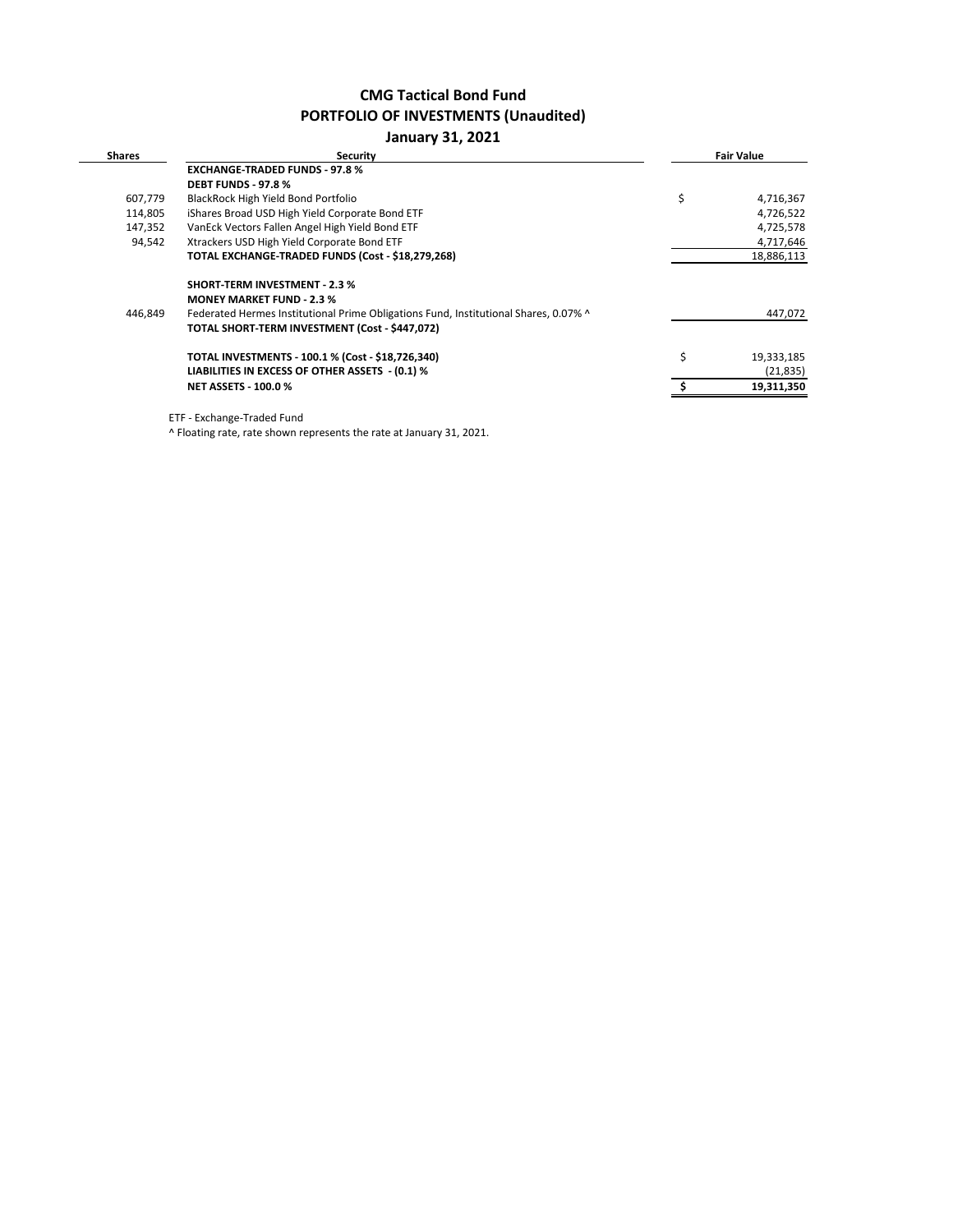# CMG Tactical Bond Fund
## PORTFOLIO OF INVESTMENTS (Unaudited)
### January 31, 2021

| Shares | Security | | Fair Value |
|---|---|---|---|
| | **EXCHANGE-TRADED FUNDS - 97.8 %** | | |
| | **DEBT FUNDS - 97.8 %** | | |
| 607,779 | BlackRock High Yield Bond Portfolio | $ | 4,716,367 |
| 114,805 | iShares Broad USD High Yield Corporate Bond ETF | | 4,726,522 |
| 147,352 | VanEck Vectors Fallen Angel High Yield Bond ETF | | 4,725,578 |
| 94,542 | Xtrackers USD High Yield Corporate Bond ETF | | 4,717,646 |
| | **TOTAL EXCHANGE-TRADED FUNDS (Cost - $18,279,268)** | | 18,886,113 |
| | | | |
| | **SHORT-TERM INVESTMENT - 2.3 %** | | |
| | **MONEY MARKET FUND - 2.3 %** | | |
| 446,849 | Federated Hermes Institutional Prime Obligations Fund, Institutional Shares, 0.07% ^ | | 447,072 |
| | **TOTAL SHORT-TERM INVESTMENT (Cost - $447,072)** | | |
| | | | |
| | **TOTAL INVESTMENTS - 100.1 % (Cost - $18,726,340)** | $ | 19,333,185 |
| | **LIABILITIES IN EXCESS OF OTHER ASSETS - (0.1) %** | | (21,835) |
| | **NET ASSETS - 100.0 %** | **$** | **19,311,350** |

ETF - Exchange-Traded Fund

^ Floating rate, rate shown represents the rate at January 31, 2021.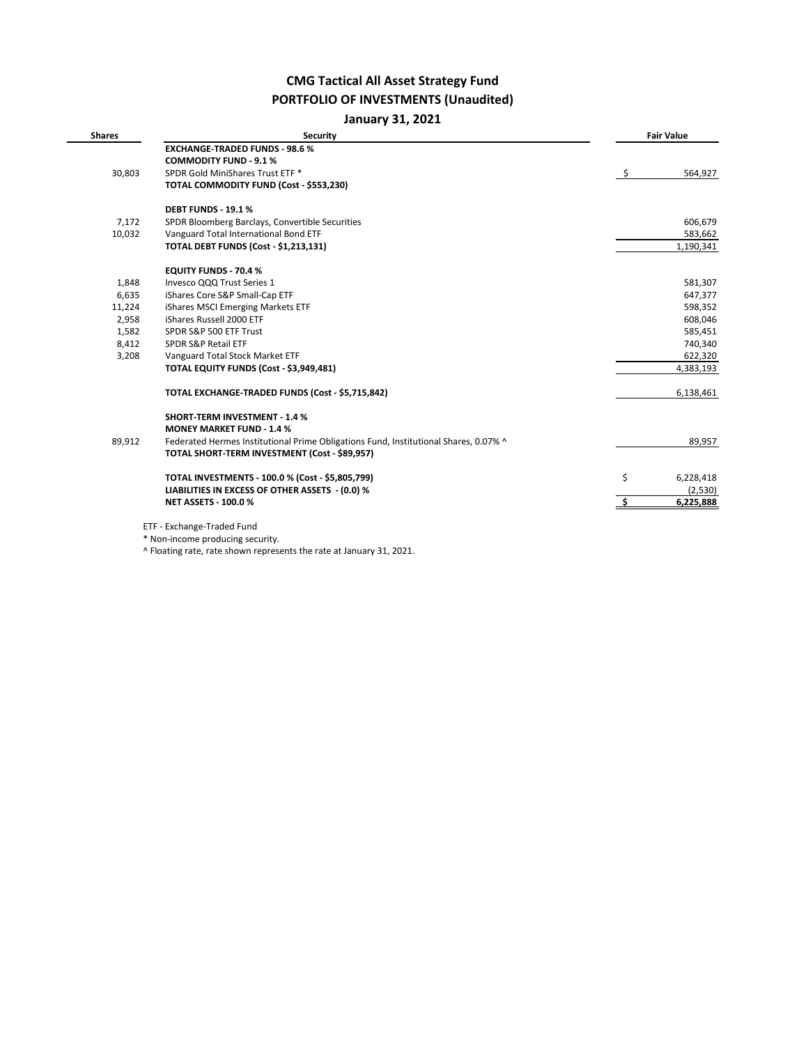# CMG Tactical All Asset Strategy Fund

## PORTFOLIO OF INVESTMENTS (Unaudited)

### January 31, 2021

| Shares | Security | Fair Value |
|---|---|---|
| | **EXCHANGE-TRADED FUNDS - 98.6 %** | |
| | **COMMODITY FUND - 9.1 %** | |
| 30,803 | SPDR Gold MiniShares Trust ETF * | $ 564,927 |
| | **TOTAL COMMODITY FUND (Cost - $553,230)** | |
| | | |
| | **DEBT FUNDS - 19.1 %** | |
| 7,172 | SPDR Bloomberg Barclays, Convertible Securities | 606,679 |
| 10,032 | Vanguard Total International Bond ETF | 583,662 |
| | **TOTAL DEBT FUNDS (Cost - $1,213,131)** | 1,190,341 |
| | | |
| | **EQUITY FUNDS - 70.4 %** | |
| 1,848 | Invesco QQQ Trust Series 1 | 581,307 |
| 6,635 | iShares Core S&P Small-Cap ETF | 647,377 |
| 11,224 | iShares MSCI Emerging Markets ETF | 598,352 |
| 2,958 | iShares Russell 2000 ETF | 608,046 |
| 1,582 | SPDR S&P 500 ETF Trust | 585,451 |
| 8,412 | SPDR S&P Retail ETF | 740,340 |
| 3,208 | Vanguard Total Stock Market ETF | 622,320 |
| | **TOTAL EQUITY FUNDS (Cost - $3,949,481)** | 4,383,193 |
| | | |
| | **TOTAL EXCHANGE-TRADED FUNDS (Cost - $5,715,842)** | 6,138,461 |
| | | |
| | **SHORT-TERM INVESTMENT - 1.4 %** | |
| | **MONEY MARKET FUND - 1.4 %** | |
| 89,912 | Federated Hermes Institutional Prime Obligations Fund, Institutional Shares, 0.07% ^ | 89,957 |
| | **TOTAL SHORT-TERM INVESTMENT (Cost - $89,957)** | |
| | | |
| | **TOTAL INVESTMENTS - 100.0 % (Cost - $5,805,799)** | $ 6,228,418 |
| | **LIABILITIES IN EXCESS OF OTHER ASSETS - (0.0) %** | (2,530) |
| | **NET ASSETS - 100.0 %** | **$ 6,225,888** |

ETF - Exchange-Traded Fund

* Non-income producing security.

^ Floating rate, rate shown represents the rate at January 31, 2021.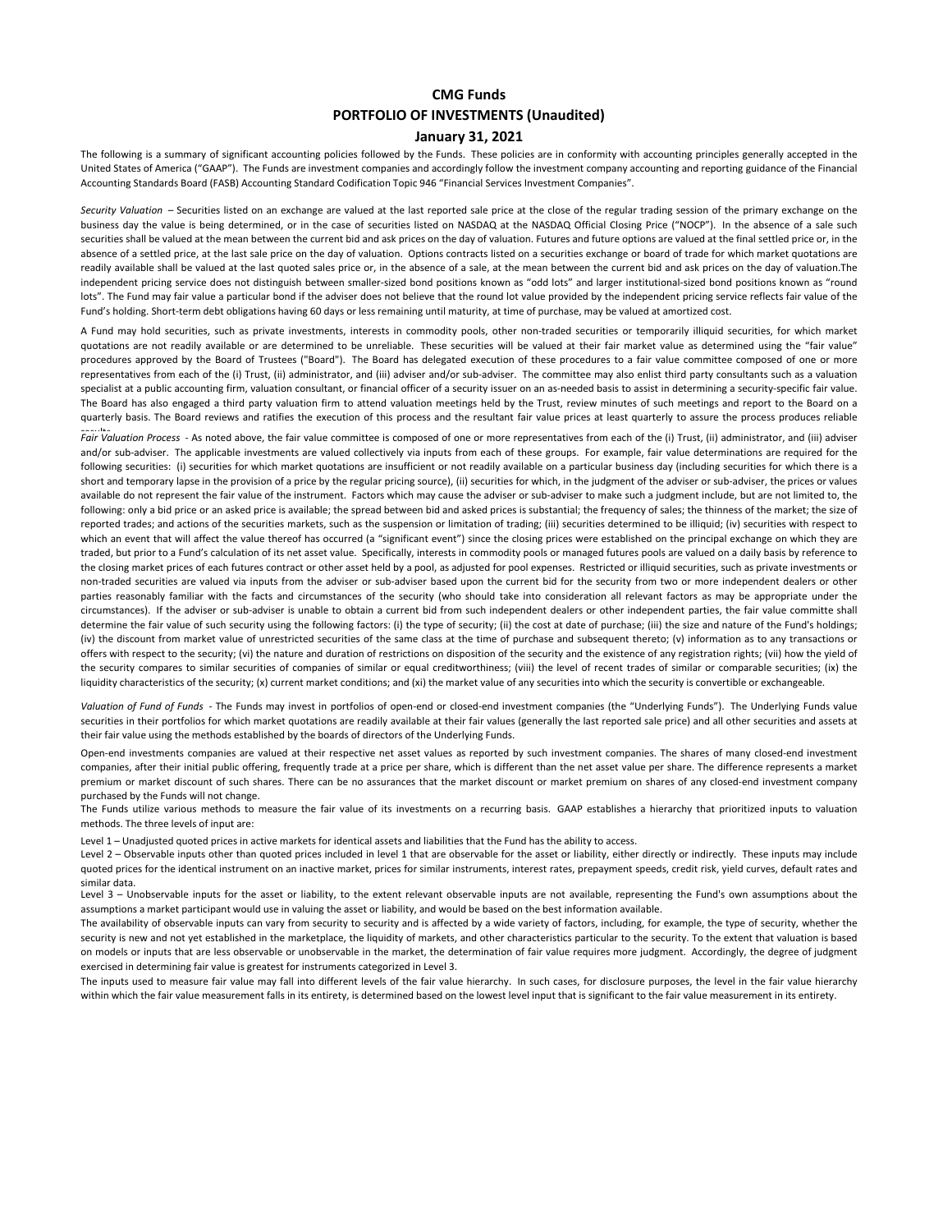# CMG Funds

## PORTFOLIO OF INVESTMENTS (Unaudited)

### January 31, 2021

The following is a summary of significant accounting policies followed by the Funds. These policies are in conformity with accounting principles generally accepted in the United States of America ("GAAP"). The Funds are investment companies and accordingly follow the investment company accounting and reporting guidance of the Financial Accounting Standards Board (FASB) Accounting Standard Codification Topic 946 "Financial Services Investment Companies".

*Security Valuation* – Securities listed on an exchange are valued at the last reported sale price at the close of the regular trading session of the primary exchange on the business day the value is being determined, or in the case of securities listed on NASDAQ at the NASDAQ Official Closing Price ("NOCP"). In the absence of a sale such securities shall be valued at the mean between the current bid and ask prices on the day of valuation. Futures and future options are valued at the final settled price or, in the absence of a settled price, at the last sale price on the day of valuation. Options contracts listed on a securities exchange or board of trade for which market quotations are readily available shall be valued at the last quoted sales price or, in the absence of a sale, at the mean between the current bid and ask prices on the day of valuation.The independent pricing service does not distinguish between smaller-sized bond positions known as "odd lots" and larger institutional-sized bond positions known as "round lots". The Fund may fair value a particular bond if the adviser does not believe that the round lot value provided by the independent pricing service reflects fair value of the Fund's holding. Short-term debt obligations having 60 days or less remaining until maturity, at time of purchase, may be valued at amortized cost.

A Fund may hold securities, such as private investments, interests in commodity pools, other non-traded securities or temporarily illiquid securities, for which market quotations are not readily available or are determined to be unreliable. These securities will be valued at their fair market value as determined using the "fair value" procedures approved by the Board of Trustees ("Board"). The Board has delegated execution of these procedures to a fair value committee composed of one or more representatives from each of the (i) Trust, (ii) administrator, and (iii) adviser and/or sub-adviser. The committee may also enlist third party consultants such as a valuation specialist at a public accounting firm, valuation consultant, or financial officer of a security issuer on an as-needed basis to assist in determining a security-specific fair value. The Board has also engaged a third party valuation firm to attend valuation meetings held by the Trust, review minutes of such meetings and report to the Board on a quarterly basis. The Board reviews and ratifies the execution of this process and the resultant fair value prices at least quarterly to assure the process produces reliable results.

*Fair Valuation Process* - As noted above, the fair value committee is composed of one or more representatives from each of the (i) Trust, (ii) administrator, and (iii) adviser and/or sub-adviser. The applicable investments are valued collectively via inputs from each of these groups. For example, fair value determinations are required for the following securities: (i) securities for which market quotations are insufficient or not readily available on a particular business day (including securities for which there is a short and temporary lapse in the provision of a price by the regular pricing source), (ii) securities for which, in the judgment of the adviser or sub-adviser, the prices or values available do not represent the fair value of the instrument. Factors which may cause the adviser or sub-adviser to make such a judgment include, but are not limited to, the following: only a bid price or an asked price is available; the spread between bid and asked prices is substantial; the frequency of sales; the thinness of the market; the size of reported trades; and actions of the securities markets, such as the suspension or limitation of trading; (iii) securities determined to be illiquid; (iv) securities with respect to which an event that will affect the value thereof has occurred (a "significant event") since the closing prices were established on the principal exchange on which they are traded, but prior to a Fund's calculation of its net asset value. Specifically, interests in commodity pools or managed futures pools are valued on a daily basis by reference to the closing market prices of each futures contract or other asset held by a pool, as adjusted for pool expenses. Restricted or illiquid securities, such as private investments or non-traded securities are valued via inputs from the adviser or sub-adviser based upon the current bid for the security from two or more independent dealers or other parties reasonably familiar with the facts and circumstances of the security (who should take into consideration all relevant factors as may be appropriate under the circumstances). If the adviser or sub-adviser is unable to obtain a current bid from such independent dealers or other independent parties, the fair value committe shall determine the fair value of such security using the following factors: (i) the type of security; (ii) the cost at date of purchase; (iii) the size and nature of the Fund's holdings; (iv) the discount from market value of unrestricted securities of the same class at the time of purchase and subsequent thereto; (v) information as to any transactions or offers with respect to the security; (vi) the nature and duration of restrictions on disposition of the security and the existence of any registration rights; (vii) how the yield of the security compares to similar securities of companies of similar or equal creditworthiness; (viii) the level of recent trades of similar or comparable securities; (ix) the liquidity characteristics of the security; (x) current market conditions; and (xi) the market value of any securities into which the security is convertible or exchangeable.

*Valuation of Fund of Funds* - The Funds may invest in portfolios of open-end or closed-end investment companies (the "Underlying Funds"). The Underlying Funds value securities in their portfolios for which market quotations are readily available at their fair values (generally the last reported sale price) and all other securities and assets at their fair value using the methods established by the boards of directors of the Underlying Funds.

Open-end investments companies are valued at their respective net asset values as reported by such investment companies. The shares of many closed-end investment companies, after their initial public offering, frequently trade at a price per share, which is different than the net asset value per share. The difference represents a market premium or market discount of such shares. There can be no assurances that the market discount or market premium on shares of any closed-end investment company purchased by the Funds will not change.

The Funds utilize various methods to measure the fair value of its investments on a recurring basis. GAAP establishes a hierarchy that prioritized inputs to valuation methods. The three levels of input are:

Level 1 – Unadjusted quoted prices in active markets for identical assets and liabilities that the Fund has the ability to access.

Level 2 – Observable inputs other than quoted prices included in level 1 that are observable for the asset or liability, either directly or indirectly. These inputs may include quoted prices for the identical instrument on an inactive market, prices for similar instruments, interest rates, prepayment speeds, credit risk, yield curves, default rates and similar data.

Level 3 – Unobservable inputs for the asset or liability, to the extent relevant observable inputs are not available, representing the Fund's own assumptions about the assumptions a market participant would use in valuing the asset or liability, and would be based on the best information available.

The availability of observable inputs can vary from security to security and is affected by a wide variety of factors, including, for example, the type of security, whether the security is new and not yet established in the marketplace, the liquidity of markets, and other characteristics particular to the security. To the extent that valuation is based on models or inputs that are less observable or unobservable in the market, the determination of fair value requires more judgment. Accordingly, the degree of judgment exercised in determining fair value is greatest for instruments categorized in Level 3.

The inputs used to measure fair value may fall into different levels of the fair value hierarchy. In such cases, for disclosure purposes, the level in the fair value hierarchy within which the fair value measurement falls in its entirety, is determined based on the lowest level input that is significant to the fair value measurement in its entirety.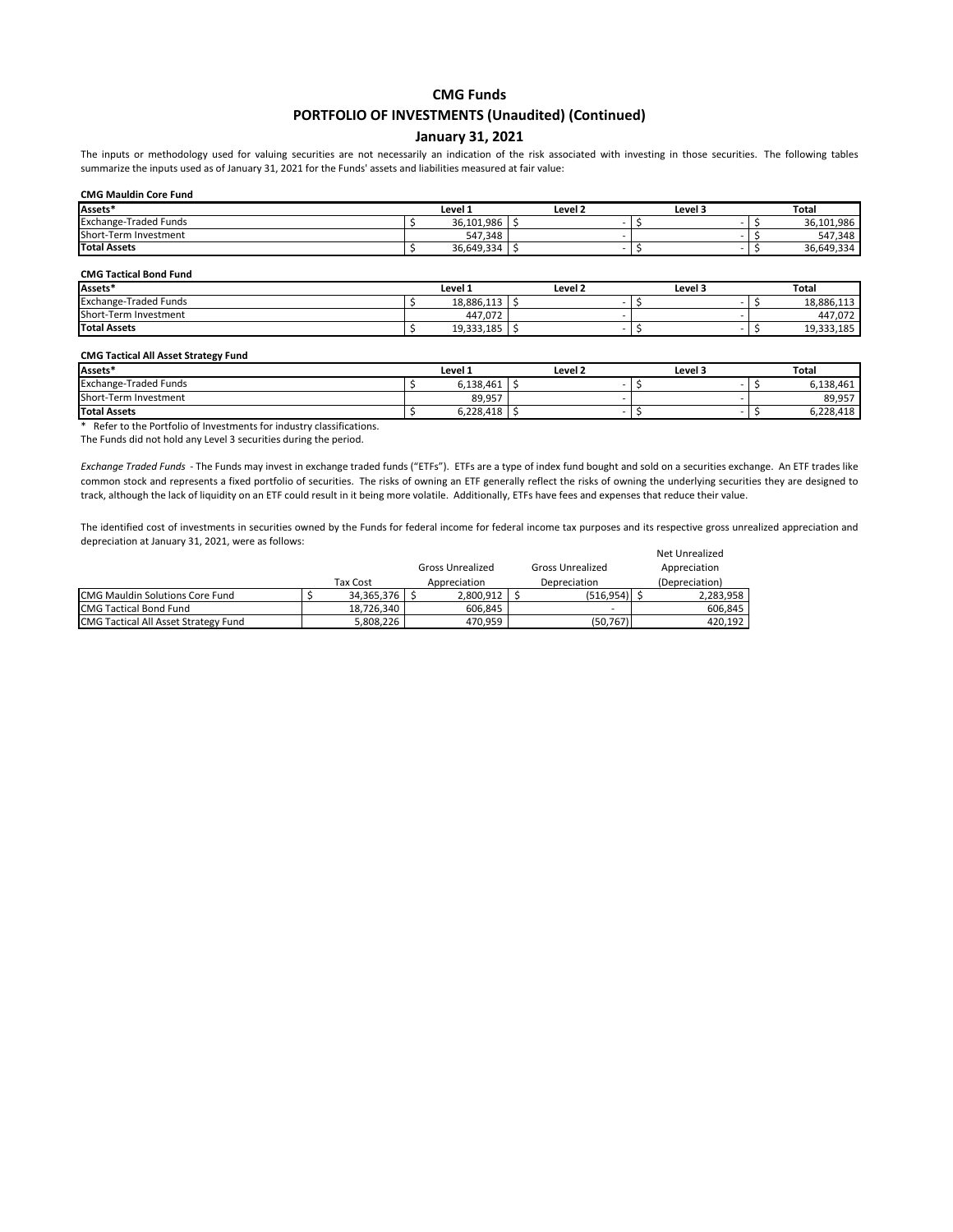# CMG Funds

## PORTFOLIO OF INVESTMENTS (Unaudited) (Continued)

### January 31, 2021

The inputs or methodology used for valuing securities are not necessarily an indication of the risk associated with investing in those securities. The following tables summarize the inputs used as of January 31, 2021 for the Funds' assets and liabilities measured at fair value:

**CMG Mauldin Core Fund**

| Assets* | Level 1 | Level 2 | Level 3 | Total |
|---|---|---|---|---|
| Exchange-Traded Funds | $ 36,101,986 | $ - | $ - | $ 36,101,986 |
| Short-Term Investment | 547,348 | - | - | $ 547,348 |
| **Total Assets** | $ 36,649,334 | $ - | $ - | $ 36,649,334 |

**CMG Tactical Bond Fund**

| Assets* | Level 1 | Level 2 | Level 3 | Total |
|---|---|---|---|---|
| Exchange-Traded Funds | $ 18,886,113 | $ - | $ - | $ 18,886,113 |
| Short-Term Investment | 447,072 | - | - | 447,072 |
| **Total Assets** | $ 19,333,185 | $ - | $ - | $ 19,333,185 |

**CMG Tactical All Asset Strategy Fund**

| Assets* | Level 1 | Level 2 | Level 3 | Total |
|---|---|---|---|---|
| Exchange-Traded Funds | $ 6,138,461 | $ - | $ - | $ 6,138,461 |
| Short-Term Investment | 89,957 | - | - | 89,957 |
| **Total Assets** | $ 6,228,418 | $ - | $ - | $ 6,228,418 |

\* Refer to the Portfolio of Investments for industry classifications.

The Funds did not hold any Level 3 securities during the period.

*Exchange Traded Funds* - The Funds may invest in exchange traded funds ("ETFs"). ETFs are a type of index fund bought and sold on a securities exchange. An ETF trades like common stock and represents a fixed portfolio of securities. The risks of owning an ETF generally reflect the risks of owning the underlying securities they are designed to track, although the lack of liquidity on an ETF could result in it being more volatile. Additionally, ETFs have fees and expenses that reduce their value.

The identified cost of investments in securities owned by the Funds for federal income for federal income tax purposes and its respective gross unrealized appreciation and depreciation at January 31, 2021, were as follows:

| | Tax Cost | Gross Unrealized Appreciation | Gross Unrealized Depreciation | Net Unrealized Appreciation (Depreciation) |
|---|---|---|---|---|
| CMG Mauldin Solutions Core Fund | $ 34,365,376 | $ 2,800,912 | $ (516,954) | $ 2,283,958 |
| CMG Tactical Bond Fund | 18,726,340 | 606,845 | - | 606,845 |
| CMG Tactical All Asset Strategy Fund | 5,808,226 | 470,959 | (50,767) | 420,192 |